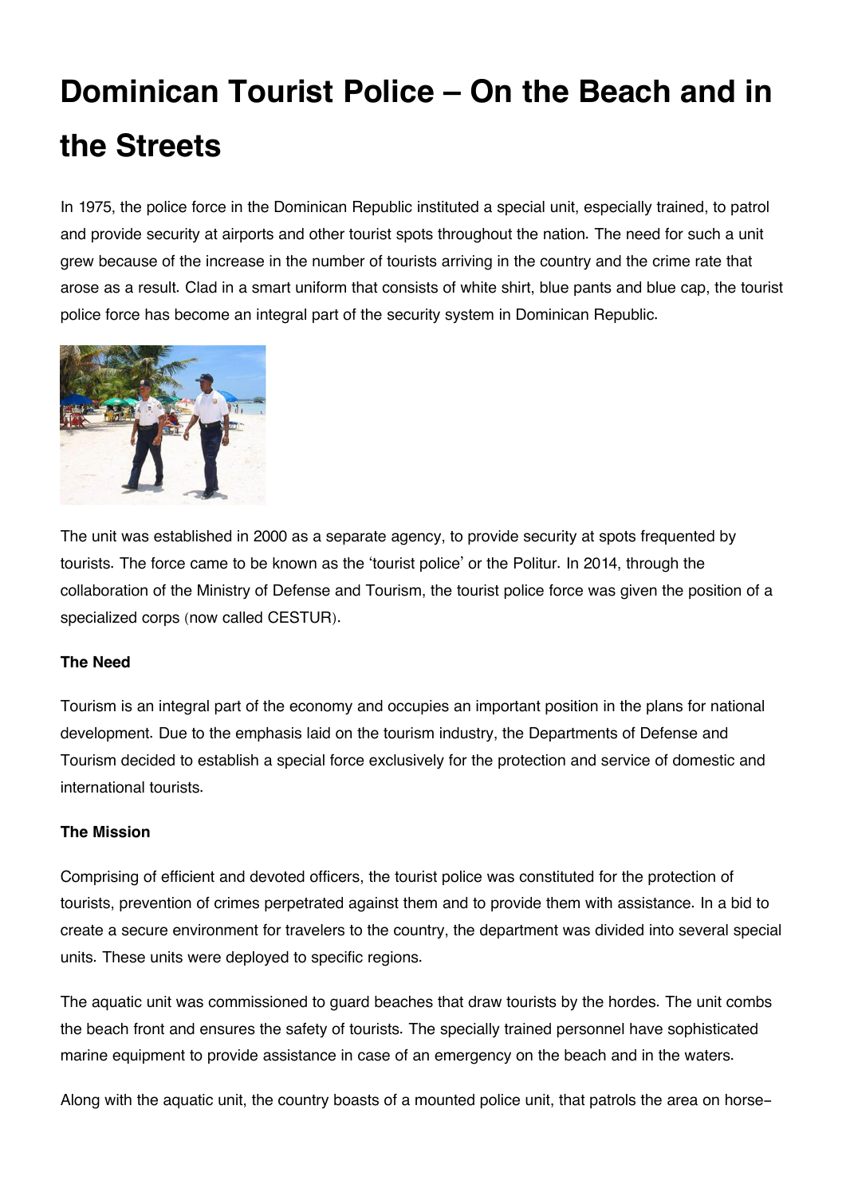# Dominican Tourist Police – On the Beach and in the Streets

In 1975, the police force in the Dominican Republic instituted a special unit, especially trained, to patrol and provide security at airports and other tourist spots throughout the nation. The need for such a unit grew because of the increase in the number of tourists arriving in the country and the crime rate that arose as a result. Clad in a smart uniform that consists of white shirt, blue pants and blue cap, the tourist police force has become an integral part of the security system in Dominican Republic.

The unit was established in 2000 as a separate agency, to provide security at spots frequented by tourists. The force came to be known as the 'tourist police' or the Politur. In 2014, through the collaboration of the Ministry of Defense and Tourism, the tourist police force was given the position of a specialized corps (now called CESTUR).

**The Need**

Tourism is an integral part of the economy and occupies an important position in the plans for national development. Due to the emphasis laid on the tourism industry, the Departments of Defense and Tourism decided to establish a special force exclusively for the protection and service of domestic and international tourists.

**The Mission**

Comprising of efficient and devoted officers, the tourist police was constituted for the protection of tourists, prevention of crimes perpetrated against them and to provide them with assistance. In a bid to create a secure environment for travelers to the country, the department was divided into several special units. These units were deployed to specific regions.

The aquatic unit was commissioned to guard beaches that draw tourists by the hordes. The unit combs the beach front and ensures the safety of tourists. The specially trained personnel have sophisticated marine equipment to provide assistance in case of an emergency on the beach and in the waters.

Along with the aquatic unit, the country boasts of a mounted police unit, that patrols the area on horse-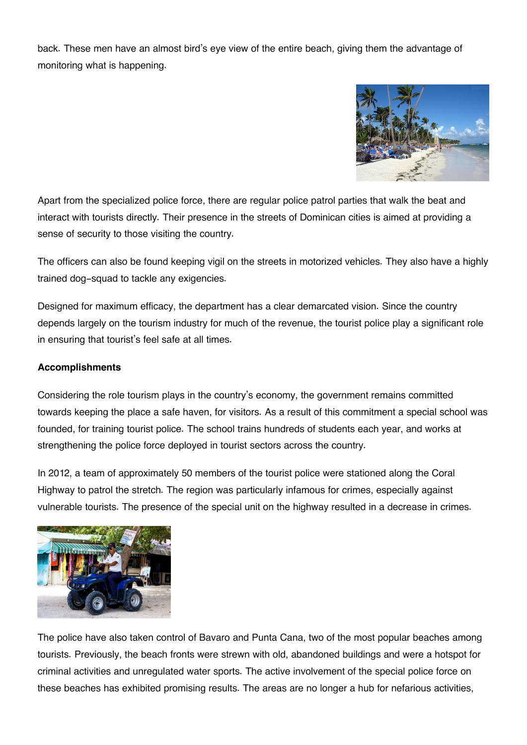back. These men have an almost bird's eye view of the entire beach, giving them the advantage of monitoring what is happening.

Apart from the specialized police force, there are regular police patrol parties that walk the beat and interact with tourists directly. Their presence in the streets of Dominican cities is aimed at providing a sense of security to those visiting the country.

The officers can also be found keeping vigil on the streets in motorized vehicles. They also have a highly trained dog-squad to tackle any exigencies.

Designed for maximum efficacy, the department has a clear demarcated vision. Since the country depends largely on the tourism industry for much of the revenue, the tourist police play a significant role in ensuring that tourist's feel safe at all times.

**Accomplishments**

Considering the role tourism plays in the country's economy, the government remains committed towards keeping the place a safe haven, for visitors. As a result of this commitment a special school was founded, for training tourist police. The school trains hundreds of students each year, and works at strengthening the police force deployed in tourist sectors across the country.

In 2012, a team of approximately 50 members of the tourist police were stationed along the Coral Highway to patrol the stretch. The region was particularly infamous for crimes, especially against vulnerable tourists. The presence of the special unit on the highway resulted in a decrease in crimes.

The police have also taken control of Bavaro and Punta Cana, two of the most popular beaches among tourists. Previously, the beach fronts were strewn with old, abandoned buildings and were a hotspot for criminal activities and unregulated water sports. The active involvement of the special police force on these beaches has exhibited promising results. The areas are no longer a hub for nefarious activities,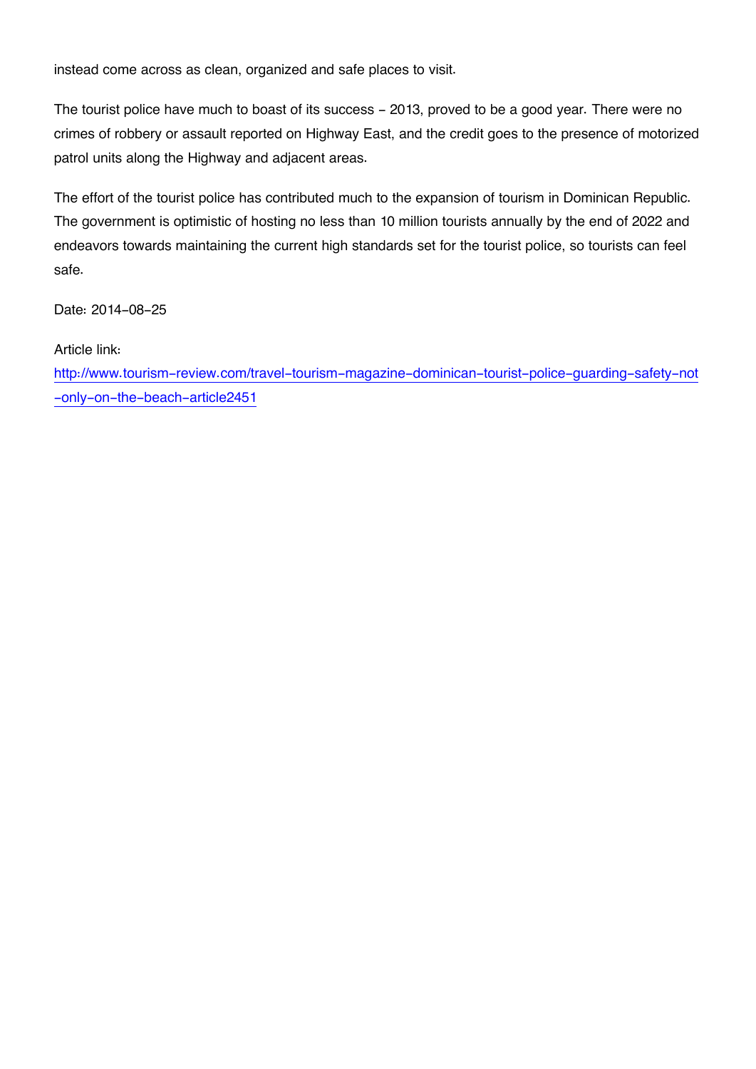instead come across as clean, organized and safe places to visit.

The tourist police have much to boast of its success - 2013, proved to be a good year. There were no crimes of robbery or assault reported on Highway East, and the credit goes to the presence of motorized patrol units along the Highway and adjacent areas.

The effort of the tourist police has contributed much to the expansion of tourism in Dominican Republic. The government is optimistic of hosting no less than 10 million tourists annually by the end of 2022 and endeavors towards maintaining the current high standards set for the tourist police, so tourists can feel safe.

Date: 2014-08-25

Article link:
[http://www.tourism-review.com/travel-tourism-magazine-dominican-tourist-police-guarding-safety-not-only-on-the-beach-article2451](http://www.tourism-review.com/travel-tourism-magazine-dominican-tourist-police-guarding-safety-not-only-on-the-beach-article2451)